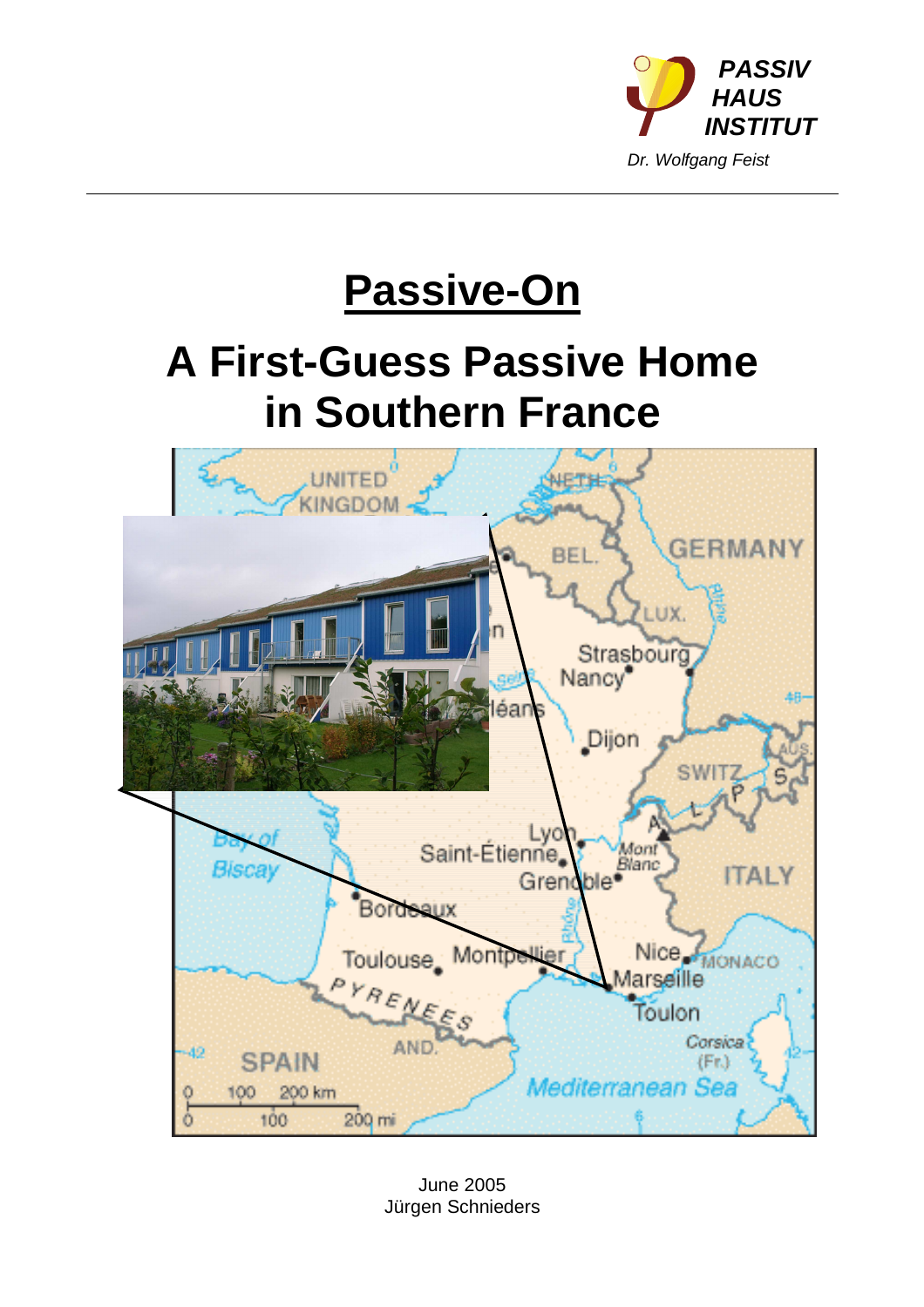PASSIV HAUS INSTITUT

*Dr. Wolfgang Feist*

# Passive-On

# A First-Guess Passive Home in Southern France

June 2005
Jürgen Schnieders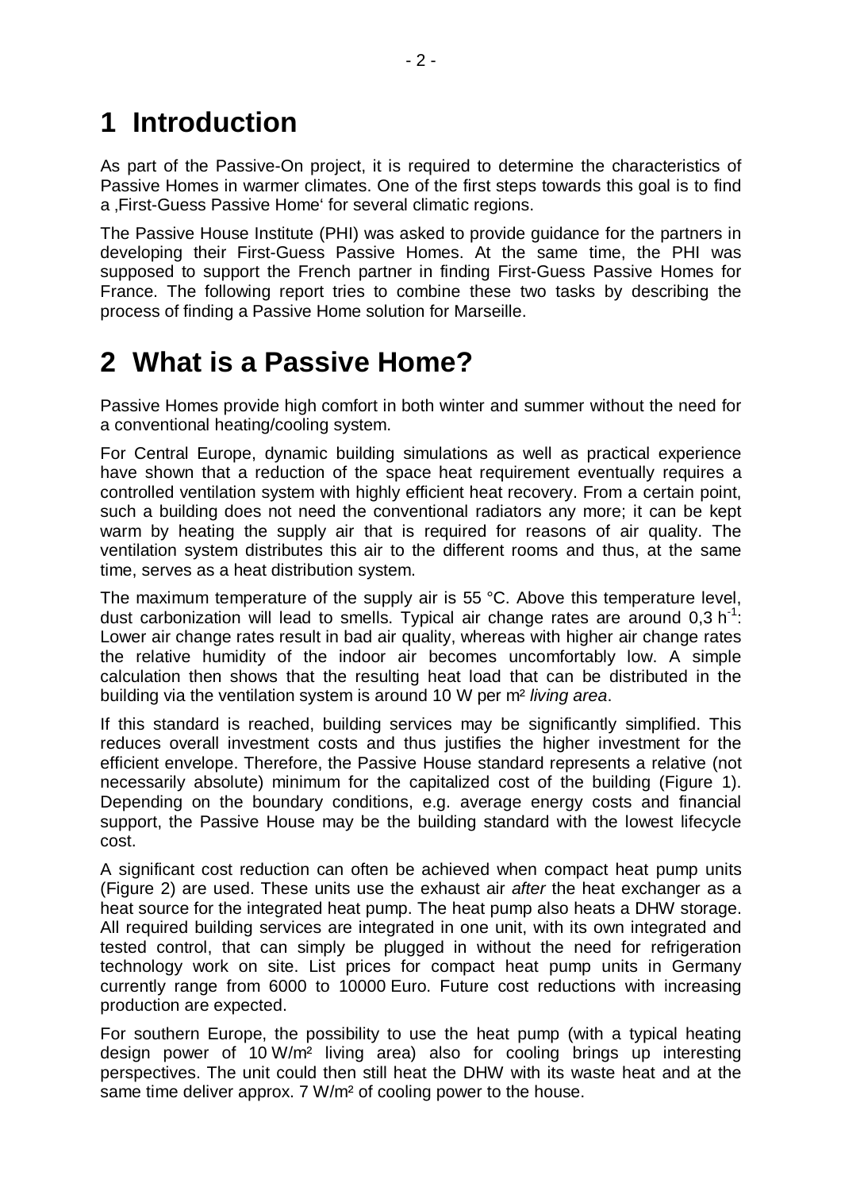# 1 Introduction

As part of the Passive-On project, it is required to determine the characteristics of Passive Homes in warmer climates. One of the first steps towards this goal is to find a ‚First-Guess Passive Home' for several climatic regions.

The Passive House Institute (PHI) was asked to provide guidance for the partners in developing their First-Guess Passive Homes. At the same time, the PHI was supposed to support the French partner in finding First-Guess Passive Homes for France. The following report tries to combine these two tasks by describing the process of finding a Passive Home solution for Marseille.

# 2 What is a Passive Home?

Passive Homes provide high comfort in both winter and summer without the need for a conventional heating/cooling system.

For Central Europe, dynamic building simulations as well as practical experience have shown that a reduction of the space heat requirement eventually requires a controlled ventilation system with highly efficient heat recovery. From a certain point, such a building does not need the conventional radiators any more; it can be kept warm by heating the supply air that is required for reasons of air quality. The ventilation system distributes this air to the different rooms and thus, at the same time, serves as a heat distribution system.

The maximum temperature of the supply air is 55 °C. Above this temperature level, dust carbonization will lead to smells. Typical air change rates are around 0,3 $h^{-1}$: Lower air change rates result in bad air quality, whereas with higher air change rates the relative humidity of the indoor air becomes uncomfortably low. A simple calculation then shows that the resulting heat load that can be distributed in the building via the ventilation system is around 10 W per m² *living area*.

If this standard is reached, building services may be significantly simplified. This reduces overall investment costs and thus justifies the higher investment for the efficient envelope. Therefore, the Passive House standard represents a relative (not necessarily absolute) minimum for the capitalized cost of the building (Figure 1). Depending on the boundary conditions, e.g. average energy costs and financial support, the Passive House may be the building standard with the lowest lifecycle cost.

A significant cost reduction can often be achieved when compact heat pump units (Figure 2) are used. These units use the exhaust air *after* the heat exchanger as a heat source for the integrated heat pump. The heat pump also heats a DHW storage. All required building services are integrated in one unit, with its own integrated and tested control, that can simply be plugged in without the need for refrigeration technology work on site. List prices for compact heat pump units in Germany currently range from 6000 to 10000 Euro. Future cost reductions with increasing production are expected.

For southern Europe, the possibility to use the heat pump (with a typical heating design power of 10 W/m² living area) also for cooling brings up interesting perspectives. The unit could then still heat the DHW with its waste heat and at the same time deliver approx. 7 W/m² of cooling power to the house.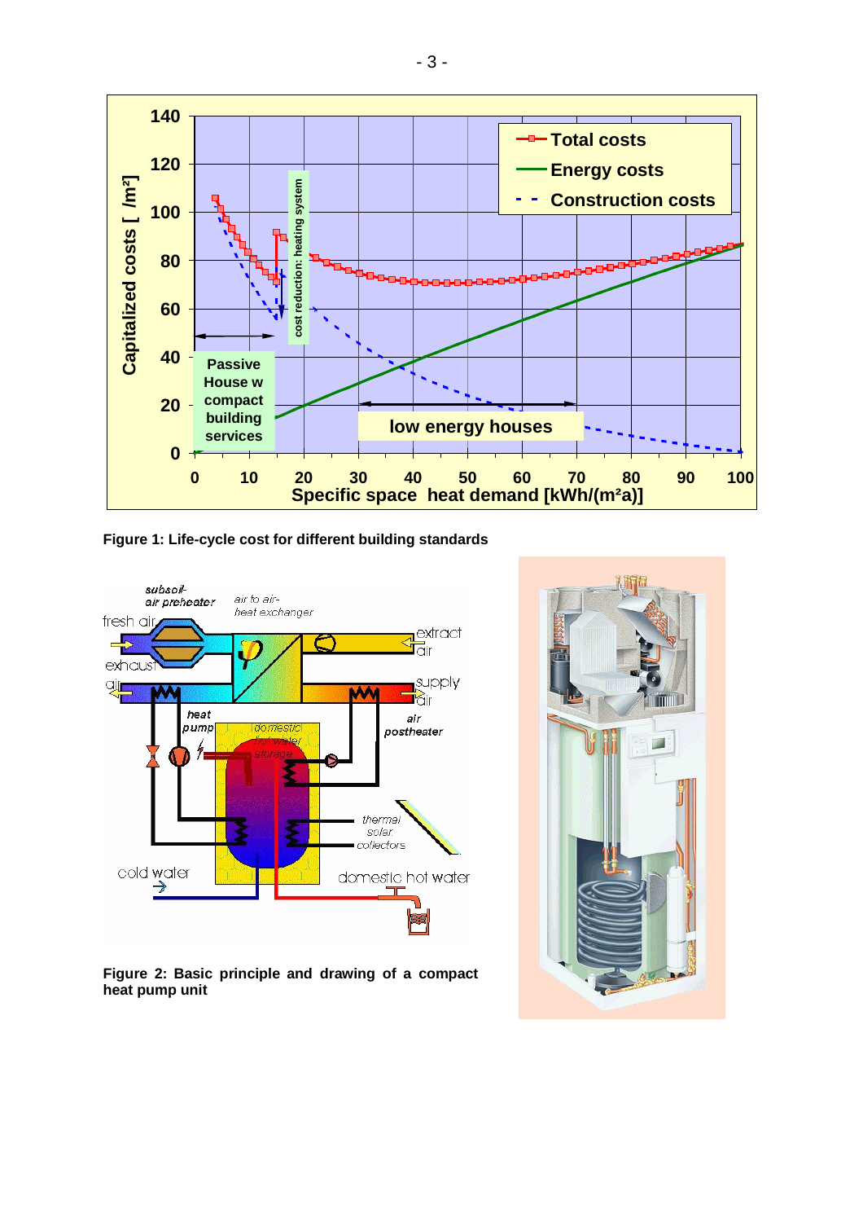Figure 1: Life-cycle cost for different building standards

Figure 2: Basic principle and drawing of a compact heat pump unit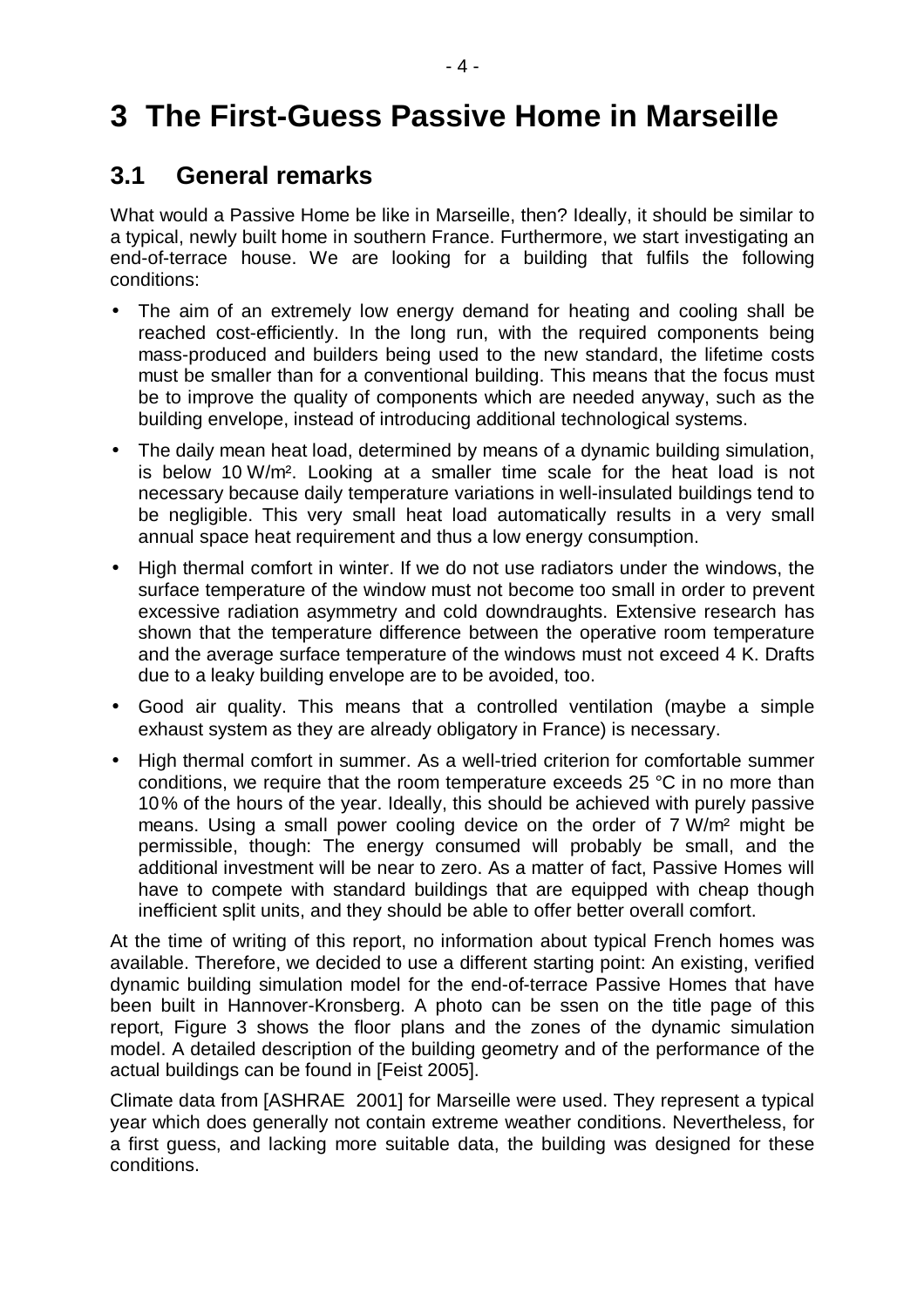# 3 The First-Guess Passive Home in Marseille

## 3.1 General remarks

What would a Passive Home be like in Marseille, then? Ideally, it should be similar to a typical, newly built home in southern France. Furthermore, we start investigating an end-of-terrace house. We are looking for a building that fulfils the following conditions:

- The aim of an extremely low energy demand for heating and cooling shall be reached cost-efficiently. In the long run, with the required components being mass-produced and builders being used to the new standard, the lifetime costs must be smaller than for a conventional building. This means that the focus must be to improve the quality of components which are needed anyway, such as the building envelope, instead of introducing additional technological systems.
- The daily mean heat load, determined by means of a dynamic building simulation, is below 10 W/m². Looking at a smaller time scale for the heat load is not necessary because daily temperature variations in well-insulated buildings tend to be negligible. This very small heat load automatically results in a very small annual space heat requirement and thus a low energy consumption.
- High thermal comfort in winter. If we do not use radiators under the windows, the surface temperature of the window must not become too small in order to prevent excessive radiation asymmetry and cold downdraughts. Extensive research has shown that the temperature difference between the operative room temperature and the average surface temperature of the windows must not exceed 4 K. Drafts due to a leaky building envelope are to be avoided, too.
- Good air quality. This means that a controlled ventilation (maybe a simple exhaust system as they are already obligatory in France) is necessary.
- High thermal comfort in summer. As a well-tried criterion for comfortable summer conditions, we require that the room temperature exceeds 25 °C in no more than 10% of the hours of the year. Ideally, this should be achieved with purely passive means. Using a small power cooling device on the order of 7 W/m² might be permissible, though: The energy consumed will probably be small, and the additional investment will be near to zero. As a matter of fact, Passive Homes will have to compete with standard buildings that are equipped with cheap though inefficient split units, and they should be able to offer better overall comfort.

At the time of writing of this report, no information about typical French homes was available. Therefore, we decided to use a different starting point: An existing, verified dynamic building simulation model for the end-of-terrace Passive Homes that have been built in Hannover-Kronsberg. A photo can be ssen on the title page of this report, Figure 3 shows the floor plans and the zones of the dynamic simulation model. A detailed description of the building geometry and of the performance of the actual buildings can be found in [Feist 2005].

Climate data from [ASHRAE 2001] for Marseille were used. They represent a typical year which does generally not contain extreme weather conditions. Nevertheless, for a first guess, and lacking more suitable data, the building was designed for these conditions.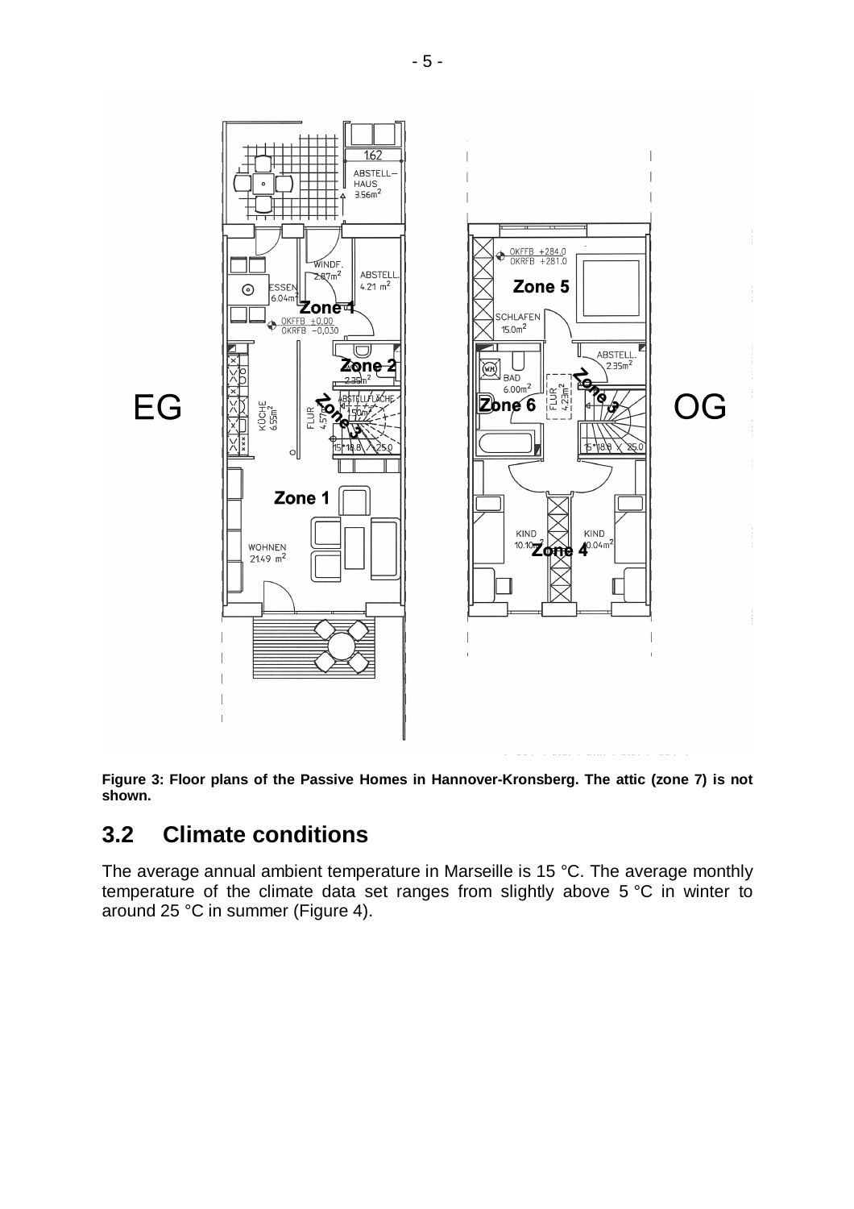**Figure 3: Floor plans of the Passive Homes in Hannover-Kronsberg. The attic (zone 7) is not shown.**

## 3.2 Climate conditions

The average annual ambient temperature in Marseille is 15 °C. The average monthly temperature of the climate data set ranges from slightly above 5 °C in winter to around 25 °C in summer (Figure 4).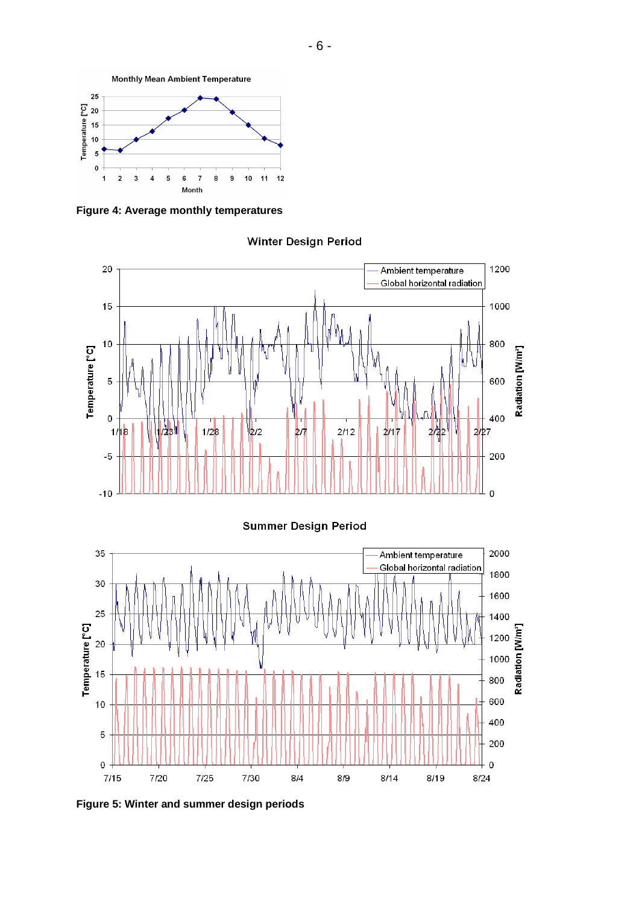Figure 4: Average monthly temperatures

Figure 5: Winter and summer design periods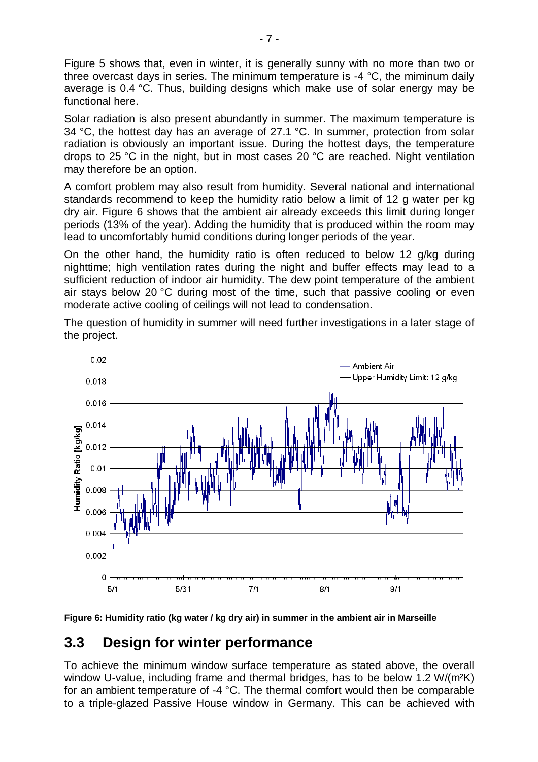Figure 5 shows that, even in winter, it is generally sunny with no more than two or three overcast days in series. The minimum temperature is -4 °C, the miminum daily average is 0.4 °C. Thus, building designs which make use of solar energy may be functional here.

Solar radiation is also present abundantly in summer. The maximum temperature is 34 °C, the hottest day has an average of 27.1 °C. In summer, protection from solar radiation is obviously an important issue. During the hottest days, the temperature drops to 25 °C in the night, but in most cases 20 °C are reached. Night ventilation may therefore be an option.

A comfort problem may also result from humidity. Several national and international standards recommend to keep the humidity ratio below a limit of 12 g water per kg dry air. Figure 6 shows that the ambient air already exceeds this limit during longer periods (13% of the year). Adding the humidity that is produced within the room may lead to uncomfortably humid conditions during longer periods of the year.

On the other hand, the humidity ratio is often reduced to below 12 g/kg during nighttime; high ventilation rates during the night and buffer effects may lead to a sufficient reduction of indoor air humidity. The dew point temperature of the ambient air stays below 20 °C during most of the time, such that passive cooling or even moderate active cooling of ceilings will not lead to condensation.

The question of humidity in summer will need further investigations in a later stage of the project.

**Figure 6: Humidity ratio (kg water / kg dry air) in summer in the ambient air in Marseille**

## 3.3 Design for winter performance

To achieve the minimum window surface temperature as stated above, the overall window U-value, including frame and thermal bridges, has to be below 1.2 W/(m²K) for an ambient temperature of -4 °C. The thermal comfort would then be comparable to a triple-glazed Passive House window in Germany. This can be achieved with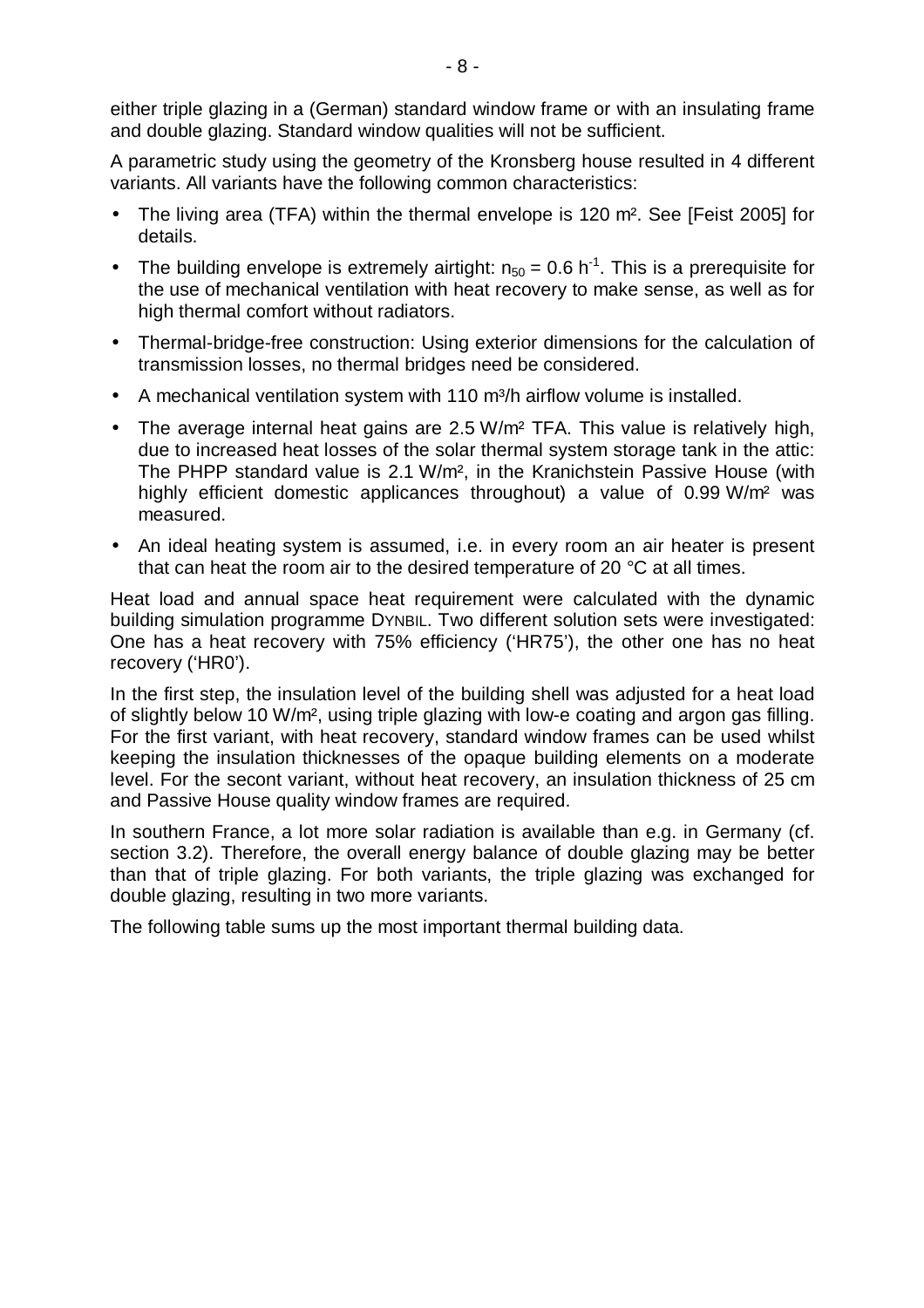either triple glazing in a (German) standard window frame or with an insulating frame and double glazing. Standard window qualities will not be sufficient.

A parametric study using the geometry of the Kronsberg house resulted in 4 different variants. All variants have the following common characteristics:

- The living area (TFA) within the thermal envelope is 120 m². See [Feist 2005] for details.
- The building envelope is extremely airtight: $n_{50} = 0.6\ h^{-1}$. This is a prerequisite for the use of mechanical ventilation with heat recovery to make sense, as well as for high thermal comfort without radiators.
- Thermal-bridge-free construction: Using exterior dimensions for the calculation of transmission losses, no thermal bridges need be considered.
- A mechanical ventilation system with 110 m³/h airflow volume is installed.
- The average internal heat gains are 2.5 W/m² TFA. This value is relatively high, due to increased heat losses of the solar thermal system storage tank in the attic: The PHPP standard value is 2.1 W/m², in the Kranichstein Passive House (with highly efficient domestic applicances throughout) a value of 0.99 W/m² was measured.
- An ideal heating system is assumed, i.e. in every room an air heater is present that can heat the room air to the desired temperature of 20 °C at all times.

Heat load and annual space heat requirement were calculated with the dynamic building simulation programme DYNBIL. Two different solution sets were investigated: One has a heat recovery with 75% efficiency ('HR75'), the other one has no heat recovery ('HR0').

In the first step, the insulation level of the building shell was adjusted for a heat load of slightly below 10 W/m², using triple glazing with low-e coating and argon gas filling. For the first variant, with heat recovery, standard window frames can be used whilst keeping the insulation thicknesses of the opaque building elements on a moderate level. For the secont variant, without heat recovery, an insulation thickness of 25 cm and Passive House quality window frames are required.

In southern France, a lot more solar radiation is available than e.g. in Germany (cf. section 3.2). Therefore, the overall energy balance of double glazing may be better than that of triple glazing. For both variants, the triple glazing was exchanged for double glazing, resulting in two more variants.

The following table sums up the most important thermal building data.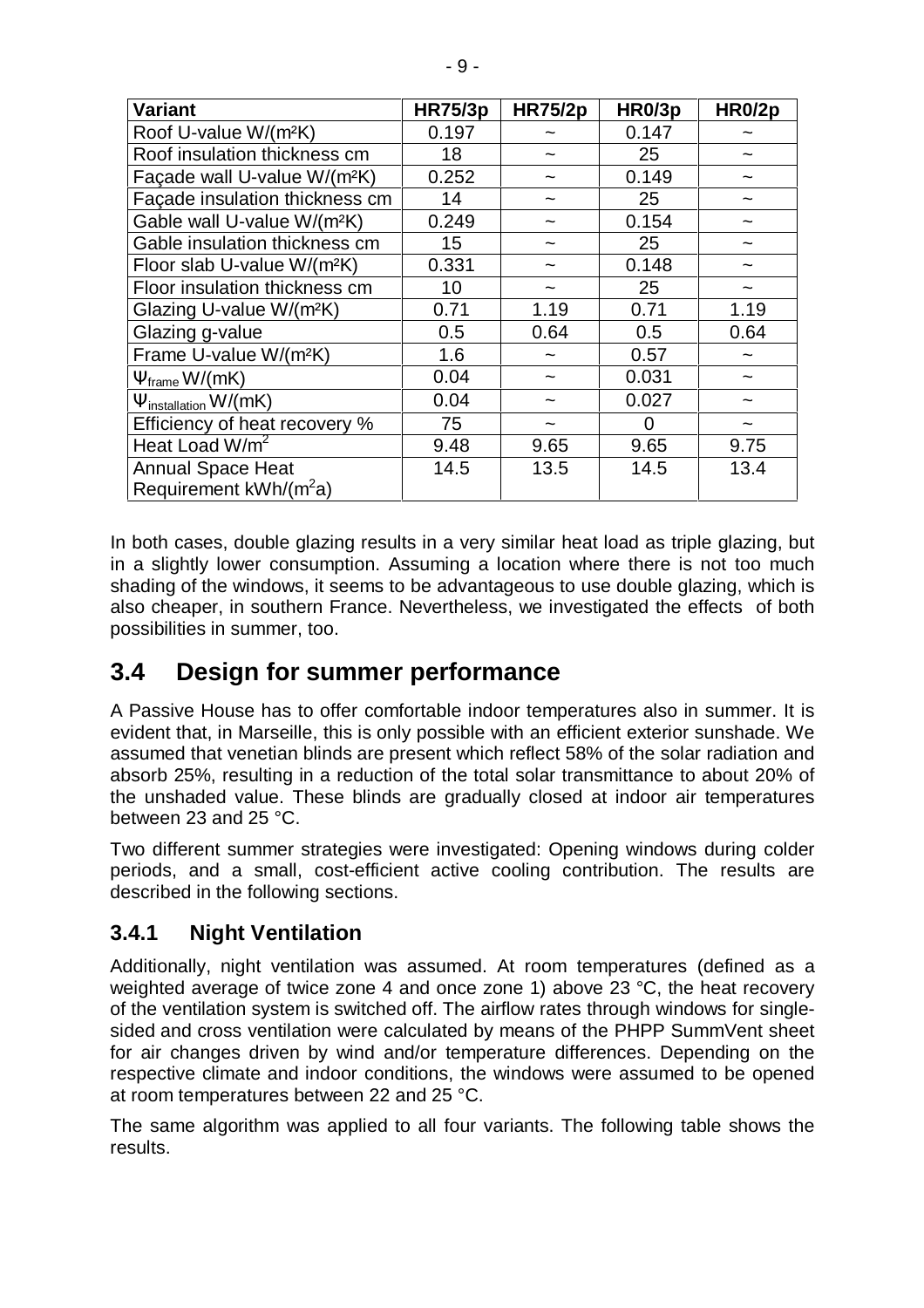| Variant | HR75/3p | HR75/2p | HR0/3p | HR0/2p |
|---|---|---|---|---|
| Roof U-value W/(m²K) | 0.197 | ~ | 0.147 | ~ |
| Roof insulation thickness cm | 18 | ~ | 25 | ~ |
| Façade wall U-value W/(m²K) | 0.252 | ~ | 0.149 | ~ |
| Façade insulation thickness cm | 14 | ~ | 25 | ~ |
| Gable wall U-value W/(m²K) | 0.249 | ~ | 0.154 | ~ |
| Gable insulation thickness cm | 15 | ~ | 25 | ~ |
| Floor slab U-value W/(m²K) | 0.331 | ~ | 0.148 | ~ |
| Floor insulation thickness cm | 10 | ~ | 25 | ~ |
| Glazing U-value W/(m²K) | 0.71 | 1.19 | 0.71 | 1.19 |
| Glazing g-value | 0.5 | 0.64 | 0.5 | 0.64 |
| Frame U-value W/(m²K) | 1.6 | ~ | 0.57 | ~ |
| $\Psi_{frame}$ W/(mK) | 0.04 | ~ | 0.031 | ~ |
| $\Psi_{installation}$ W/(mK) | 0.04 | ~ | 0.027 | ~ |
| Efficiency of heat recovery % | 75 | ~ | 0 | ~ |
| Heat Load W/m² | 9.48 | 9.65 | 9.65 | 9.75 |
| Annual Space Heat Requirement kWh/(m²a) | 14.5 | 13.5 | 14.5 | 13.4 |

In both cases, double glazing results in a very similar heat load as triple glazing, but in a slightly lower consumption. Assuming a location where there is not too much shading of the windows, it seems to be advantageous to use double glazing, which is also cheaper, in southern France. Nevertheless, we investigated the effects of both possibilities in summer, too.

## 3.4 Design for summer performance

A Passive House has to offer comfortable indoor temperatures also in summer. It is evident that, in Marseille, this is only possible with an efficient exterior sunshade. We assumed that venetian blinds are present which reflect 58% of the solar radiation and absorb 25%, resulting in a reduction of the total solar transmittance to about 20% of the unshaded value. These blinds are gradually closed at indoor air temperatures between 23 and 25 °C.

Two different summer strategies were investigated: Opening windows during colder periods, and a small, cost-efficient active cooling contribution. The results are described in the following sections.

### 3.4.1 Night Ventilation

Additionally, night ventilation was assumed. At room temperatures (defined as a weighted average of twice zone 4 and once zone 1) above 23 °C, the heat recovery of the ventilation system is switched off. The airflow rates through windows for single-sided and cross ventilation were calculated by means of the PHPP SummVent sheet for air changes driven by wind and/or temperature differences. Depending on the respective climate and indoor conditions, the windows were assumed to be opened at room temperatures between 22 and 25 °C.

The same algorithm was applied to all four variants. The following table shows the results.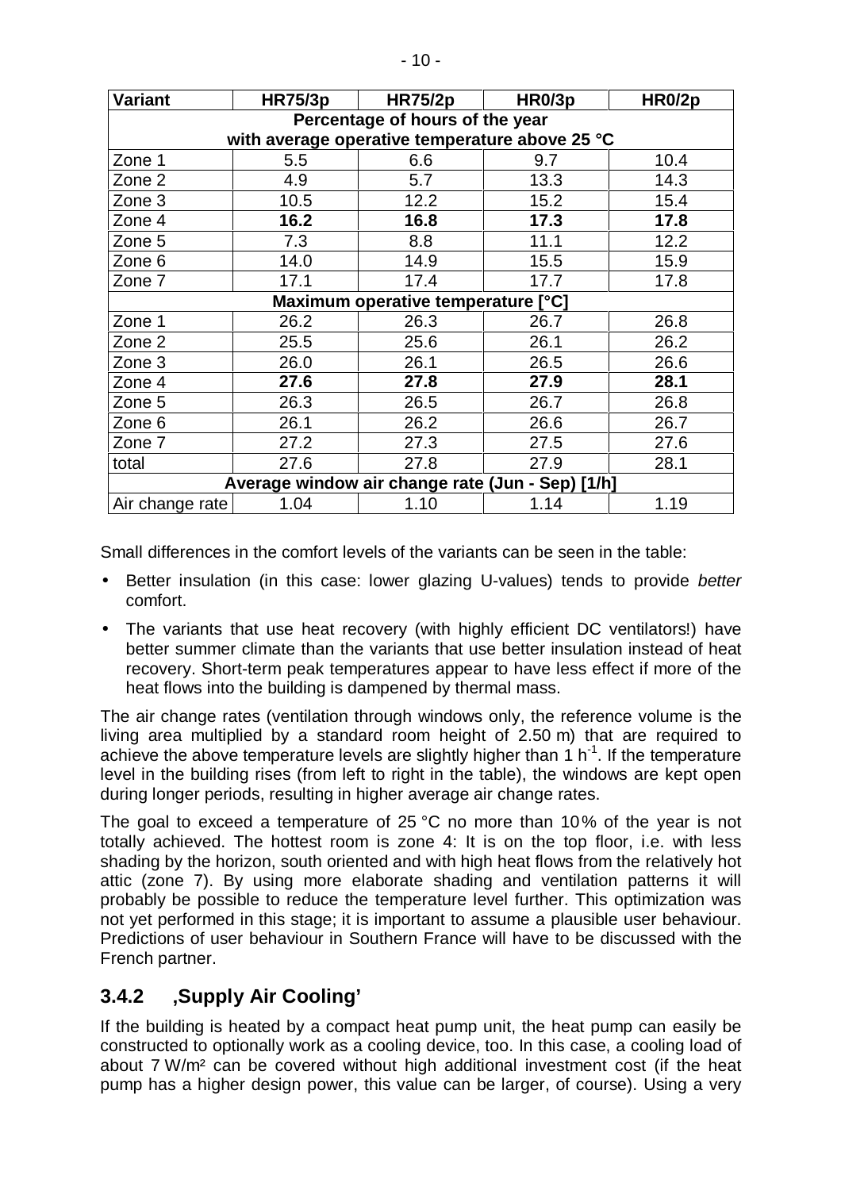| Variant | HR75/3p | HR75/2p | HR0/3p | HR0/2p |
|---|---|---|---|---|
| **Percentage of hours of the year with average operative temperature above 25 °C** | | | | |
| Zone 1 | 5.5 | 6.6 | 9.7 | 10.4 |
| Zone 2 | 4.9 | 5.7 | 13.3 | 14.3 |
| Zone 3 | 10.5 | 12.2 | 15.2 | 15.4 |
| Zone 4 | **16.2** | **16.8** | **17.3** | **17.8** |
| Zone 5 | 7.3 | 8.8 | 11.1 | 12.2 |
| Zone 6 | 14.0 | 14.9 | 15.5 | 15.9 |
| Zone 7 | 17.1 | 17.4 | 17.7 | 17.8 |
| **Maximum operative temperature [°C]** | | | | |
| Zone 1 | 26.2 | 26.3 | 26.7 | 26.8 |
| Zone 2 | 25.5 | 25.6 | 26.1 | 26.2 |
| Zone 3 | 26.0 | 26.1 | 26.5 | 26.6 |
| Zone 4 | **27.6** | **27.8** | **27.9** | **28.1** |
| Zone 5 | 26.3 | 26.5 | 26.7 | 26.8 |
| Zone 6 | 26.1 | 26.2 | 26.6 | 26.7 |
| Zone 7 | 27.2 | 27.3 | 27.5 | 27.6 |
| total | 27.6 | 27.8 | 27.9 | 28.1 |
| **Average window air change rate (Jun - Sep) [1/h]** | | | | |
| Air change rate | 1.04 | 1.10 | 1.14 | 1.19 |

Small differences in the comfort levels of the variants can be seen in the table:

- Better insulation (in this case: lower glazing U-values) tends to provide *better* comfort.
- The variants that use heat recovery (with highly efficient DC ventilators!) have better summer climate than the variants that use better insulation instead of heat recovery. Short-term peak temperatures appear to have less effect if more of the heat flows into the building is dampened by thermal mass.

The air change rates (ventilation through windows only, the reference volume is the living area multiplied by a standard room height of 2.50 m) that are required to achieve the above temperature levels are slightly higher than 1 $h^{-1}$. If the temperature level in the building rises (from left to right in the table), the windows are kept open during longer periods, resulting in higher average air change rates.

The goal to exceed a temperature of 25 °C no more than 10% of the year is not totally achieved. The hottest room is zone 4: It is on the top floor, i.e. with less shading by the horizon, south oriented and with high heat flows from the relatively hot attic (zone 7). By using more elaborate shading and ventilation patterns it will probably be possible to reduce the temperature level further. This optimization was not yet performed in this stage; it is important to assume a plausible user behaviour. Predictions of user behaviour in Southern France will have to be discussed with the French partner.

### 3.4.2 ‚Supply Air Cooling'

If the building is heated by a compact heat pump unit, the heat pump can easily be constructed to optionally work as a cooling device, too. In this case, a cooling load of about 7 W/m² can be covered without high additional investment cost (if the heat pump has a higher design power, this value can be larger, of course). Using a very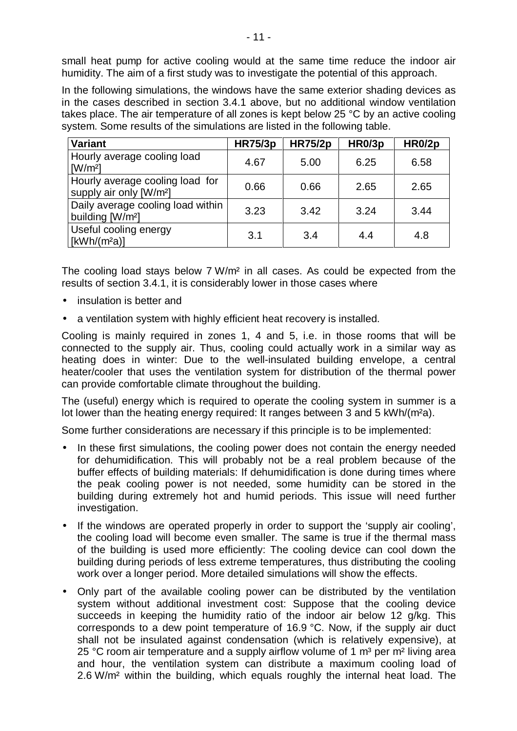small heat pump for active cooling would at the same time reduce the indoor air humidity. The aim of a first study was to investigate the potential of this approach.

In the following simulations, the windows have the same exterior shading devices as in the cases described in section 3.4.1 above, but no additional window ventilation takes place. The air temperature of all zones is kept below 25 °C by an active cooling system. Some results of the simulations are listed in the following table.

| Variant | HR75/3p | HR75/2p | HR0/3p | HR0/2p |
|---|---|---|---|---|
| Hourly average cooling load [W/m²] | 4.67 | 5.00 | 6.25 | 6.58 |
| Hourly average cooling load for supply air only [W/m²] | 0.66 | 0.66 | 2.65 | 2.65 |
| Daily average cooling load within building [W/m²] | 3.23 | 3.42 | 3.24 | 3.44 |
| Useful cooling energy [kWh/(m²a)] | 3.1 | 3.4 | 4.4 | 4.8 |

The cooling load stays below 7 W/m² in all cases. As could be expected from the results of section 3.4.1, it is considerably lower in those cases where

- insulation is better and
- a ventilation system with highly efficient heat recovery is installed.

Cooling is mainly required in zones 1, 4 and 5, i.e. in those rooms that will be connected to the supply air. Thus, cooling could actually work in a similar way as heating does in winter: Due to the well-insulated building envelope, a central heater/cooler that uses the ventilation system for distribution of the thermal power can provide comfortable climate throughout the building.

The (useful) energy which is required to operate the cooling system in summer is a lot lower than the heating energy required: It ranges between 3 and 5 kWh/(m²a).

Some further considerations are necessary if this principle is to be implemented:

- In these first simulations, the cooling power does not contain the energy needed for dehumidification. This will probably not be a real problem because of the buffer effects of building materials: If dehumidification is done during times where the peak cooling power is not needed, some humidity can be stored in the building during extremely hot and humid periods. This issue will need further investigation.
- If the windows are operated properly in order to support the 'supply air cooling', the cooling load will become even smaller. The same is true if the thermal mass of the building is used more efficiently: The cooling device can cool down the building during periods of less extreme temperatures, thus distributing the cooling work over a longer period. More detailed simulations will show the effects.
- Only part of the available cooling power can be distributed by the ventilation system without additional investment cost: Suppose that the cooling device succeeds in keeping the humidity ratio of the indoor air below 12 g/kg. This corresponds to a dew point temperature of 16.9 °C. Now, if the supply air duct shall not be insulated against condensation (which is relatively expensive), at 25 °C room air temperature and a supply airflow volume of 1 m³ per m² living area and hour, the ventilation system can distribute a maximum cooling load of 2.6 W/m² within the building, which equals roughly the internal heat load. The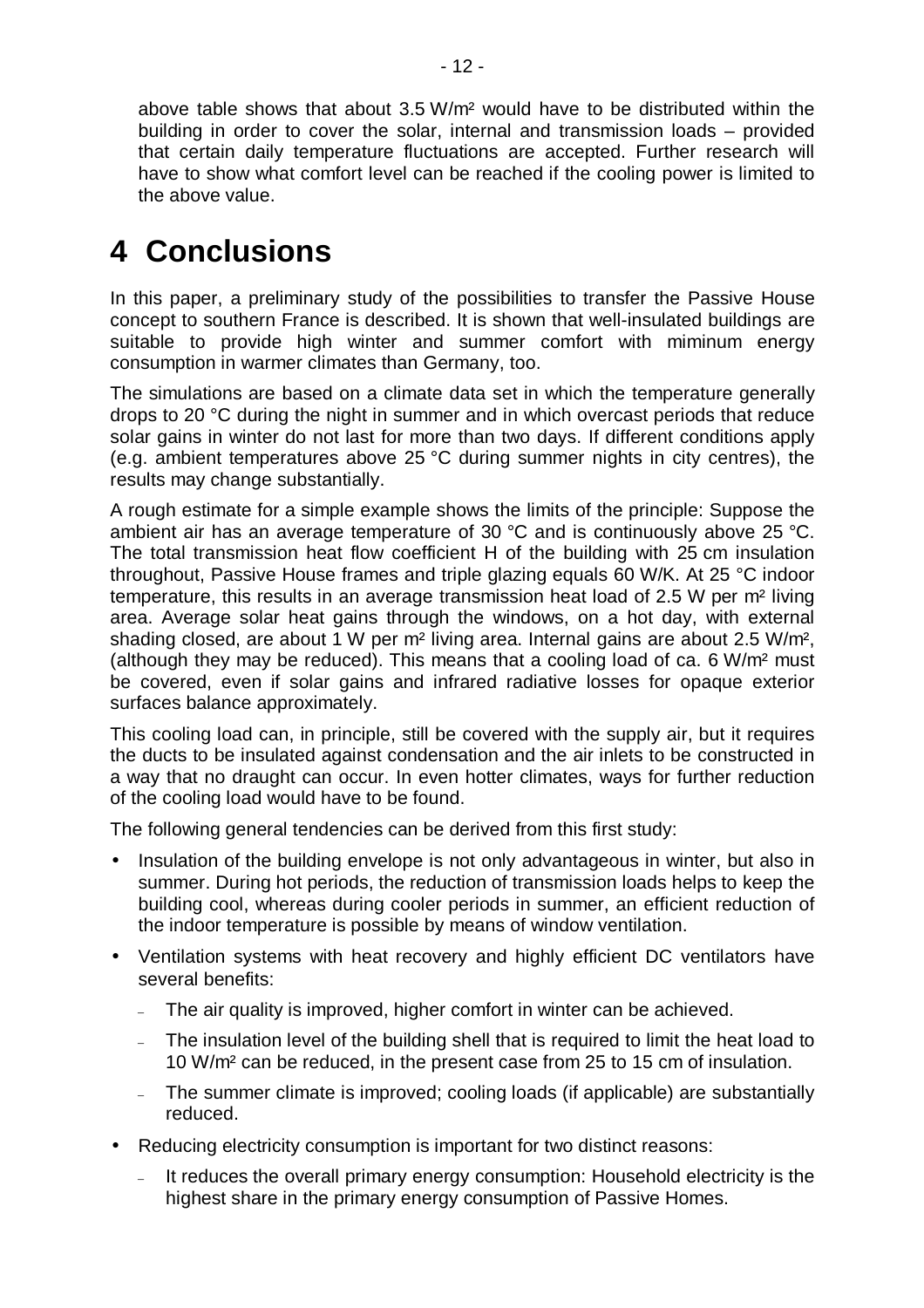above table shows that about 3.5 W/m² would have to be distributed within the building in order to cover the solar, internal and transmission loads – provided that certain daily temperature fluctuations are accepted. Further research will have to show what comfort level can be reached if the cooling power is limited to the above value.

# 4 Conclusions

In this paper, a preliminary study of the possibilities to transfer the Passive House concept to southern France is described. It is shown that well-insulated buildings are suitable to provide high winter and summer comfort with miminum energy consumption in warmer climates than Germany, too.

The simulations are based on a climate data set in which the temperature generally drops to 20 °C during the night in summer and in which overcast periods that reduce solar gains in winter do not last for more than two days. If different conditions apply (e.g. ambient temperatures above 25 °C during summer nights in city centres), the results may change substantially.

A rough estimate for a simple example shows the limits of the principle: Suppose the ambient air has an average temperature of 30 °C and is continuously above 25 °C. The total transmission heat flow coefficient H of the building with 25 cm insulation throughout, Passive House frames and triple glazing equals 60 W/K. At 25 °C indoor temperature, this results in an average transmission heat load of 2.5 W per m² living area. Average solar heat gains through the windows, on a hot day, with external shading closed, are about 1 W per m² living area. Internal gains are about 2.5 W/m², (although they may be reduced). This means that a cooling load of ca. 6 W/m² must be covered, even if solar gains and infrared radiative losses for opaque exterior surfaces balance approximately.

This cooling load can, in principle, still be covered with the supply air, but it requires the ducts to be insulated against condensation and the air inlets to be constructed in a way that no draught can occur. In even hotter climates, ways for further reduction of the cooling load would have to be found.

The following general tendencies can be derived from this first study:

- Insulation of the building envelope is not only advantageous in winter, but also in summer. During hot periods, the reduction of transmission loads helps to keep the building cool, whereas during cooler periods in summer, an efficient reduction of the indoor temperature is possible by means of window ventilation.
- Ventilation systems with heat recovery and highly efficient DC ventilators have several benefits:
  - The air quality is improved, higher comfort in winter can be achieved.
  - The insulation level of the building shell that is required to limit the heat load to 10 W/m² can be reduced, in the present case from 25 to 15 cm of insulation.
  - The summer climate is improved; cooling loads (if applicable) are substantially reduced.
- Reducing electricity consumption is important for two distinct reasons:
  - It reduces the overall primary energy consumption: Household electricity is the highest share in the primary energy consumption of Passive Homes.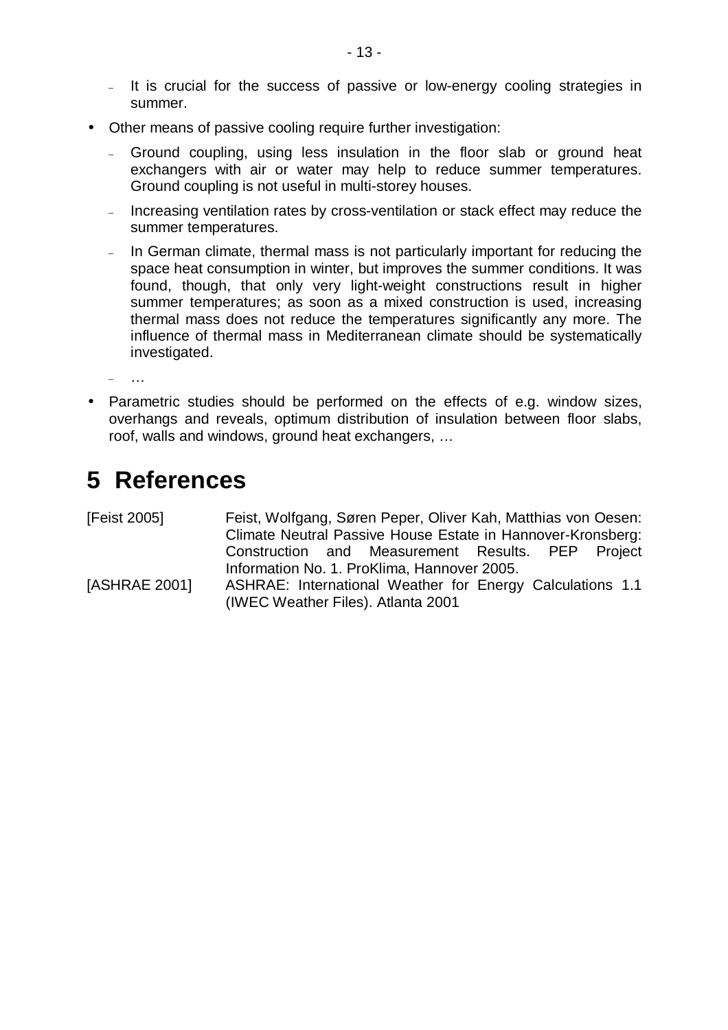- It is crucial for the success of passive or low-energy cooling strategies in summer.

- Other means of passive cooling require further investigation:
  - Ground coupling, using less insulation in the floor slab or ground heat exchangers with air or water may help to reduce summer temperatures. Ground coupling is not useful in multi-storey houses.
  - Increasing ventilation rates by cross-ventilation or stack effect may reduce the summer temperatures.
  - In German climate, thermal mass is not particularly important for reducing the space heat consumption in winter, but improves the summer conditions. It was found, though, that only very light-weight constructions result in higher summer temperatures; as soon as a mixed construction is used, increasing thermal mass does not reduce the temperatures significantly any more. The influence of thermal mass in Mediterranean climate should be systematically investigated.
  - …
- Parametric studies should be performed on the effects of e.g. window sizes, overhangs and reveals, optimum distribution of insulation between floor slabs, roof, walls and windows, ground heat exchangers, …

# 5 References

| | |
|---|---|
| [Feist 2005] | Feist, Wolfgang, Søren Peper, Oliver Kah, Matthias von Oesen: Climate Neutral Passive House Estate in Hannover-Kronsberg: Construction and Measurement Results. PEP Project Information No. 1. ProKlima, Hannover 2005. |
| [ASHRAE 2001] | ASHRAE: International Weather for Energy Calculations 1.1 (IWEC Weather Files). Atlanta 2001 |